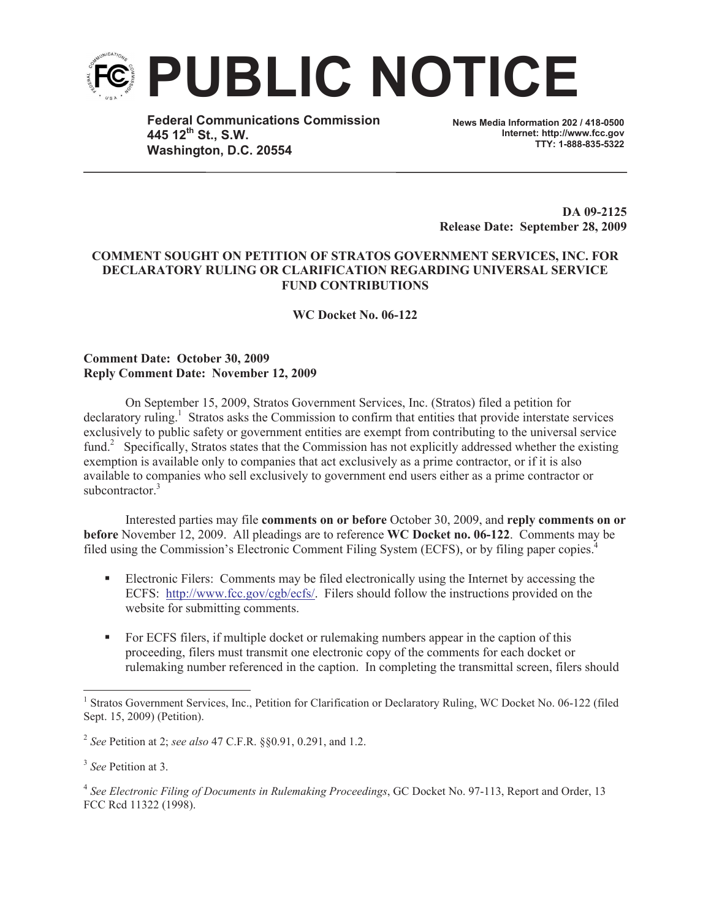# PUBLIC NOTICE

**Federal Communications Commission**
**445 12th St., S.W.**
**Washington, D.C. 20554**

**News Media Information 202 / 418-0500**
**Internet: http://www.fcc.gov**
**TTY: 1-888-835-5322**

**DA 09-2125**
**Release Date: September 28, 2009**

**COMMENT SOUGHT ON PETITION OF STRATOS GOVERNMENT SERVICES, INC. FOR DECLARATORY RULING OR CLARIFICATION REGARDING UNIVERSAL SERVICE FUND CONTRIBUTIONS**

**WC Docket No. 06-122**

**Comment Date: October 30, 2009**
**Reply Comment Date: November 12, 2009**

On September 15, 2009, Stratos Government Services, Inc. (Stratos) filed a petition for declaratory ruling.[1] Stratos asks the Commission to confirm that entities that provide interstate services exclusively to public safety or government entities are exempt from contributing to the universal service fund.[2] Specifically, Stratos states that the Commission has not explicitly addressed whether the existing exemption is available only to companies that act exclusively as a prime contractor, or if it is also available to companies who sell exclusively to government end users either as a prime contractor or subcontractor.[3]

Interested parties may file **comments on or before** October 30, 2009, and **reply comments on or before** November 12, 2009. All pleadings are to reference **WC Docket no. 06-122**. Comments may be filed using the Commission's Electronic Comment Filing System (ECFS), or by filing paper copies.[4]

- Electronic Filers: Comments may be filed electronically using the Internet by accessing the ECFS: http://www.fcc.gov/cgb/ecfs/. Filers should follow the instructions provided on the website for submitting comments.
- For ECFS filers, if multiple docket or rulemaking numbers appear in the caption of this proceeding, filers must transmit one electronic copy of the comments for each docket or rulemaking number referenced in the caption. In completing the transmittal screen, filers should

---

[1] Stratos Government Services, Inc., Petition for Clarification or Declaratory Ruling, WC Docket No. 06-122 (filed Sept. 15, 2009) (Petition).

[2] *See* Petition at 2; *see also* 47 C.F.R. §§0.91, 0.291, and 1.2.

[3] *See* Petition at 3.

[4] *See Electronic Filing of Documents in Rulemaking Proceedings*, GC Docket No. 97-113, Report and Order, 13 FCC Rcd 11322 (1998).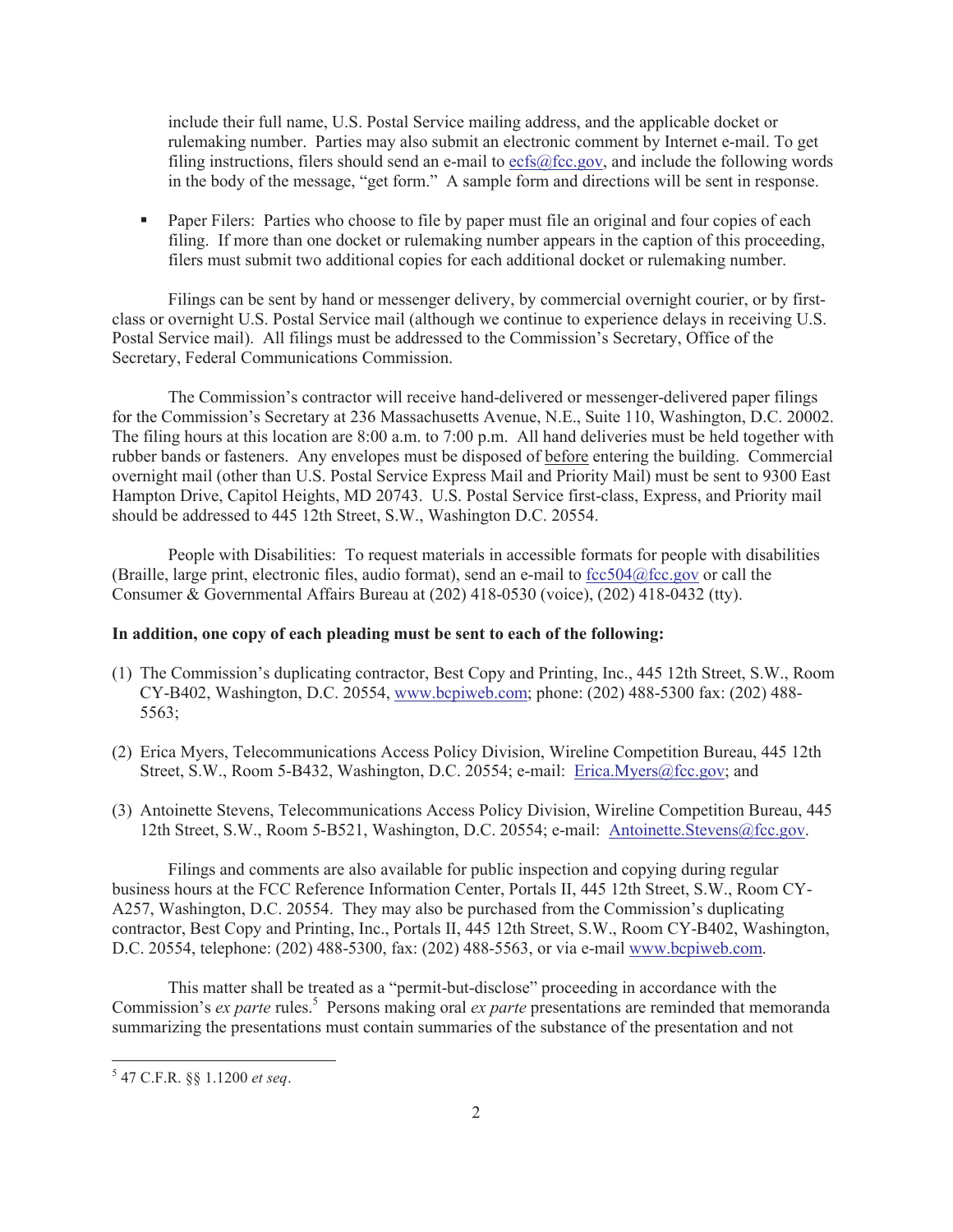include their full name, U.S. Postal Service mailing address, and the applicable docket or rulemaking number. Parties may also submit an electronic comment by Internet e-mail. To get filing instructions, filers should send an e-mail to ecfs@fcc.gov, and include the following words in the body of the message, "get form." A sample form and directions will be sent in response.

- Paper Filers: Parties who choose to file by paper must file an original and four copies of each filing. If more than one docket or rulemaking number appears in the caption of this proceeding, filers must submit two additional copies for each additional docket or rulemaking number.

Filings can be sent by hand or messenger delivery, by commercial overnight courier, or by first-class or overnight U.S. Postal Service mail (although we continue to experience delays in receiving U.S. Postal Service mail). All filings must be addressed to the Commission's Secretary, Office of the Secretary, Federal Communications Commission.

The Commission's contractor will receive hand-delivered or messenger-delivered paper filings for the Commission's Secretary at 236 Massachusetts Avenue, N.E., Suite 110, Washington, D.C. 20002. The filing hours at this location are 8:00 a.m. to 7:00 p.m. All hand deliveries must be held together with rubber bands or fasteners. Any envelopes must be disposed of before entering the building. Commercial overnight mail (other than U.S. Postal Service Express Mail and Priority Mail) must be sent to 9300 East Hampton Drive, Capitol Heights, MD 20743. U.S. Postal Service first-class, Express, and Priority mail should be addressed to 445 12th Street, S.W., Washington D.C. 20554.

People with Disabilities: To request materials in accessible formats for people with disabilities (Braille, large print, electronic files, audio format), send an e-mail to fcc504@fcc.gov or call the Consumer & Governmental Affairs Bureau at (202) 418-0530 (voice), (202) 418-0432 (tty).

**In addition, one copy of each pleading must be sent to each of the following:**

(1) The Commission's duplicating contractor, Best Copy and Printing, Inc., 445 12th Street, S.W., Room CY-B402, Washington, D.C. 20554, www.bcpiweb.com; phone: (202) 488-5300 fax: (202) 488-5563;

(2) Erica Myers, Telecommunications Access Policy Division, Wireline Competition Bureau, 445 12th Street, S.W., Room 5-B432, Washington, D.C. 20554; e-mail: Erica.Myers@fcc.gov; and

(3) Antoinette Stevens, Telecommunications Access Policy Division, Wireline Competition Bureau, 445 12th Street, S.W., Room 5-B521, Washington, D.C. 20554; e-mail: Antoinette.Stevens@fcc.gov.

Filings and comments are also available for public inspection and copying during regular business hours at the FCC Reference Information Center, Portals II, 445 12th Street, S.W., Room CY-A257, Washington, D.C. 20554. They may also be purchased from the Commission's duplicating contractor, Best Copy and Printing, Inc., Portals II, 445 12th Street, S.W., Room CY-B402, Washington, D.C. 20554, telephone: (202) 488-5300, fax: (202) 488-5563, or via e-mail www.bcpiweb.com.

This matter shall be treated as a "permit-but-disclose" proceeding in accordance with the Commission's *ex parte* rules.[5] Persons making oral *ex parte* presentations are reminded that memoranda summarizing the presentations must contain summaries of the substance of the presentation and not

[5] 47 C.F.R. §§ 1.1200 *et seq*.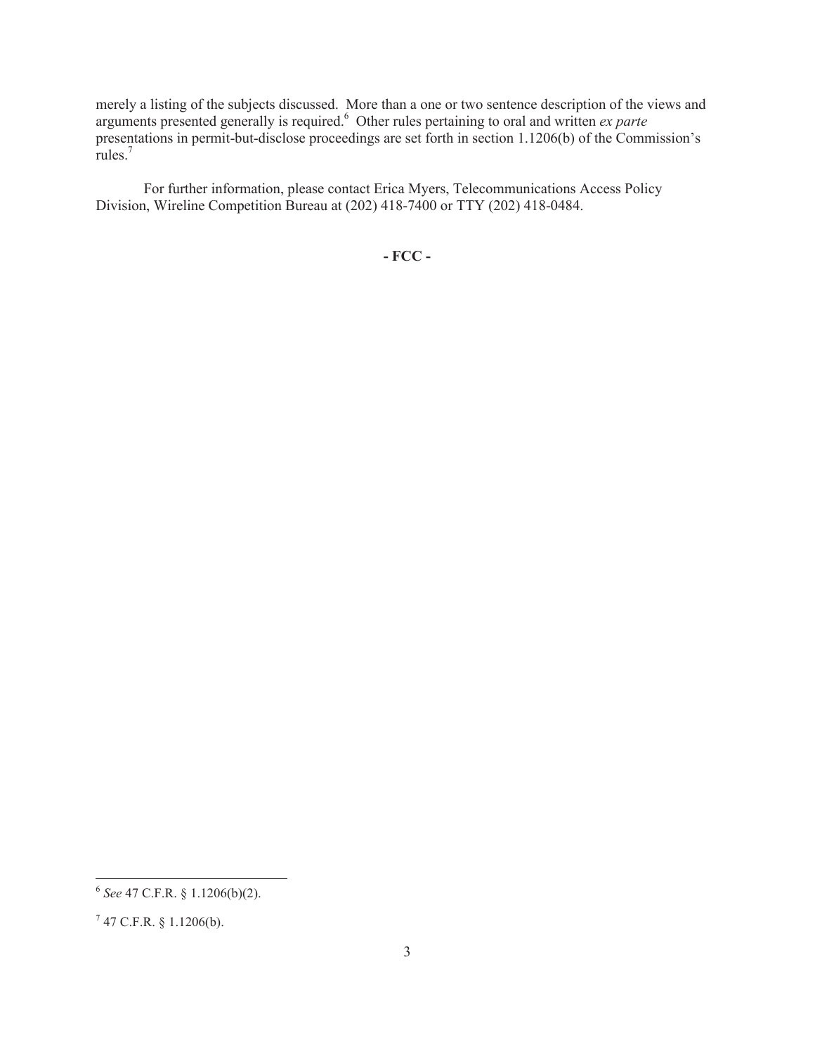merely a listing of the subjects discussed. More than a one or two sentence description of the views and arguments presented generally is required.[6] Other rules pertaining to oral and written *ex parte* presentations in permit-but-disclose proceedings are set forth in section 1.1206(b) of the Commission's rules.[7]

For further information, please contact Erica Myers, Telecommunications Access Policy Division, Wireline Competition Bureau at (202) 418-7400 or TTY (202) 418-0484.

**- FCC -**

---

[6] *See* 47 C.F.R. § 1.1206(b)(2).

[7] 47 C.F.R. § 1.1206(b).